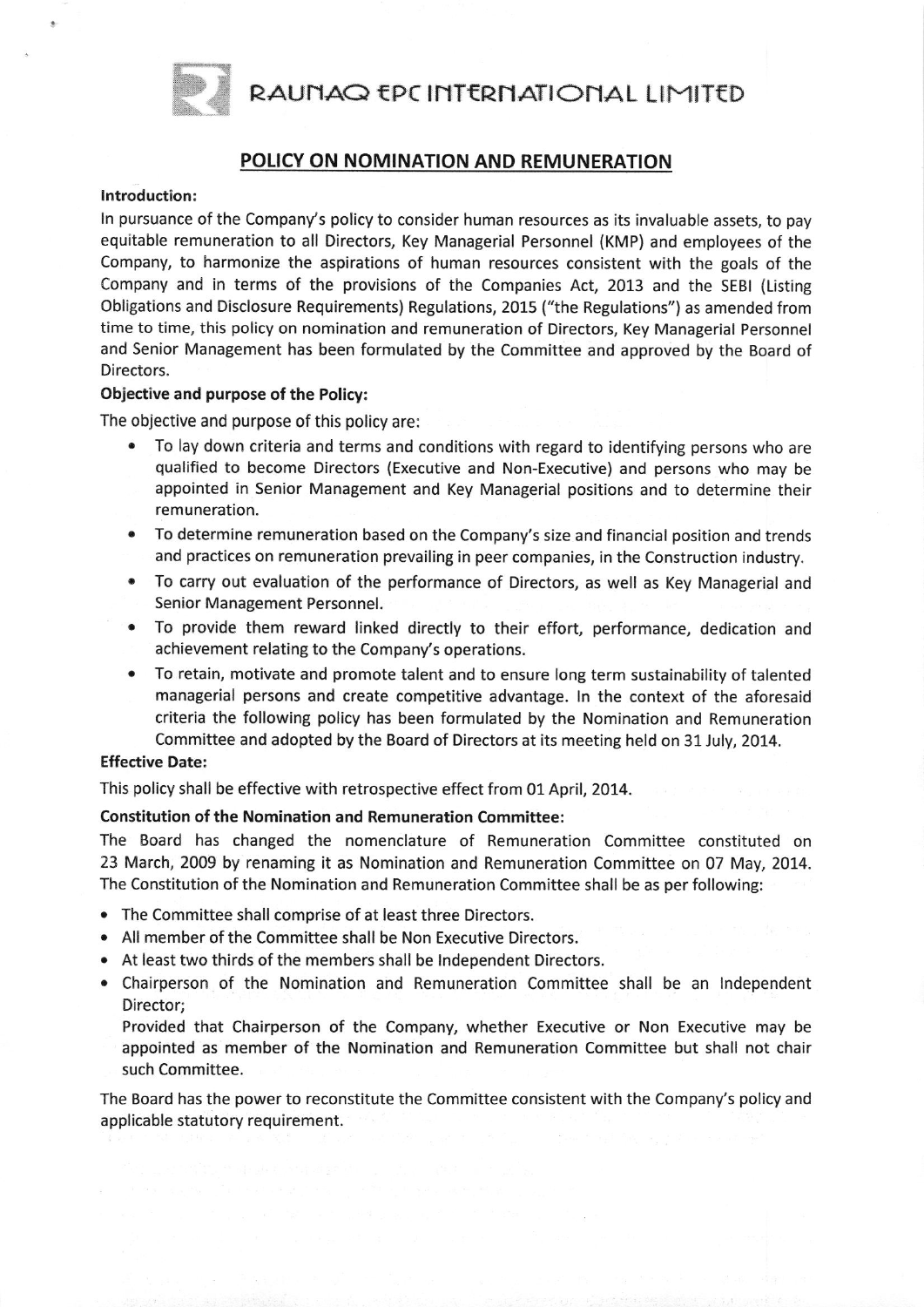# RAUNAQ EPC INTERNATIONAL LIMITED

## POLICY ON NOMINATION AND REMUNERATION

**Introduction:**

In pursuance of the Company's policy to consider human resources as its invaluable assets, to pay equitable remuneration to all Directors, Key Managerial Personnel (KMP) and employees of the Company, to harmonize the aspirations of human resources consistent with the goals of the Company and in terms of the provisions of the Companies Act, 2013 and the SEBI (Listing Obligations and Disclosure Requirements) Regulations, 2015 ("the Regulations") as amended from time to time, this policy on nomination and remuneration of Directors, Key Managerial Personnel and Senior Management has been formulated by the Committee and approved by the Board of Directors.

**Objective and purpose of the Policy:**

The objective and purpose of this policy are:

- To lay down criteria and terms and conditions with regard to identifying persons who are qualified to become Directors (Executive and Non-Executive) and persons who may be appointed in Senior Management and Key Managerial positions and to determine their remuneration.
- To determine remuneration based on the Company's size and financial position and trends and practices on remuneration prevailing in peer companies, in the Construction industry.
- To carry out evaluation of the performance of Directors, as well as Key Managerial and Senior Management Personnel.
- To provide them reward linked directly to their effort, performance, dedication and achievement relating to the Company's operations.
- To retain, motivate and promote talent and to ensure long term sustainability of talented managerial persons and create competitive advantage. In the context of the aforesaid criteria the following policy has been formulated by the Nomination and Remuneration Committee and adopted by the Board of Directors at its meeting held on 31 July, 2014.

**Effective Date:**

This policy shall be effective with retrospective effect from 01 April, 2014.

**Constitution of the Nomination and Remuneration Committee:**

The Board has changed the nomenclature of Remuneration Committee constituted on 23 March, 2009 by renaming it as Nomination and Remuneration Committee on 07 May, 2014. The Constitution of the Nomination and Remuneration Committee shall be as per following:

- The Committee shall comprise of at least three Directors.
- All member of the Committee shall be Non Executive Directors.
- At least two thirds of the members shall be Independent Directors.
- Chairperson of the Nomination and Remuneration Committee shall be an Independent Director;

  Provided that Chairperson of the Company, whether Executive or Non Executive may be appointed as member of the Nomination and Remuneration Committee but shall not chair such Committee.

The Board has the power to reconstitute the Committee consistent with the Company's policy and applicable statutory requirement.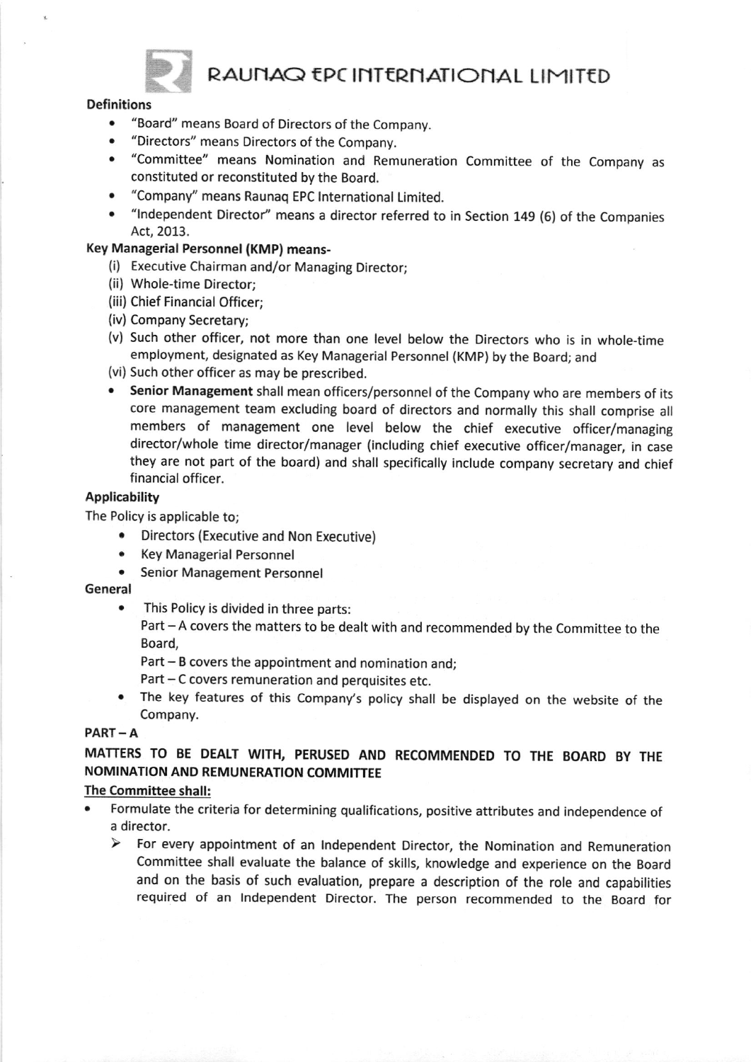# RAUNAQ EPC INTERNATIONAL LIMITED

**Definitions**

- "Board" means Board of Directors of the Company.
- "Directors" means Directors of the Company.
- "Committee" means Nomination and Remuneration Committee of the Company as constituted or reconstituted by the Board.
- "Company" means Raunaq EPC International Limited.
- "Independent Director" means a director referred to in Section 149 (6) of the Companies Act, 2013.

**Key Managerial Personnel (KMP) means-**

(i) Executive Chairman and/or Managing Director;
(ii) Whole-time Director;
(iii) Chief Financial Officer;
(iv) Company Secretary;
(v) Such other officer, not more than one level below the Directors who is in whole-time employment, designated as Key Managerial Personnel (KMP) by the Board; and
(vi) Such other officer as may be prescribed.

- **Senior Management** shall mean officers/personnel of the Company who are members of its core management team excluding board of directors and normally this shall comprise all members of management one level below the chief executive officer/managing director/whole time director/manager (including chief executive officer/manager, in case they are not part of the board) and shall specifically include company secretary and chief financial officer.

**Applicability**

The Policy is applicable to;

- Directors (Executive and Non Executive)
- Key Managerial Personnel
- Senior Management Personnel

**General**

- This Policy is divided in three parts:
  Part – A covers the matters to be dealt with and recommended by the Committee to the Board,
  Part – B covers the appointment and nomination and;
  Part – C covers remuneration and perquisites etc.
- The key features of this Company's policy shall be displayed on the website of the Company.

**PART – A**

**MATTERS TO BE DEALT WITH, PERUSED AND RECOMMENDED TO THE BOARD BY THE NOMINATION AND REMUNERATION COMMITTEE**

**The Committee shall:**

- Formulate the criteria for determining qualifications, positive attributes and independence of a director.
  - For every appointment of an Independent Director, the Nomination and Remuneration Committee shall evaluate the balance of skills, knowledge and experience on the Board and on the basis of such evaluation, prepare a description of the role and capabilities required of an Independent Director. The person recommended to the Board for